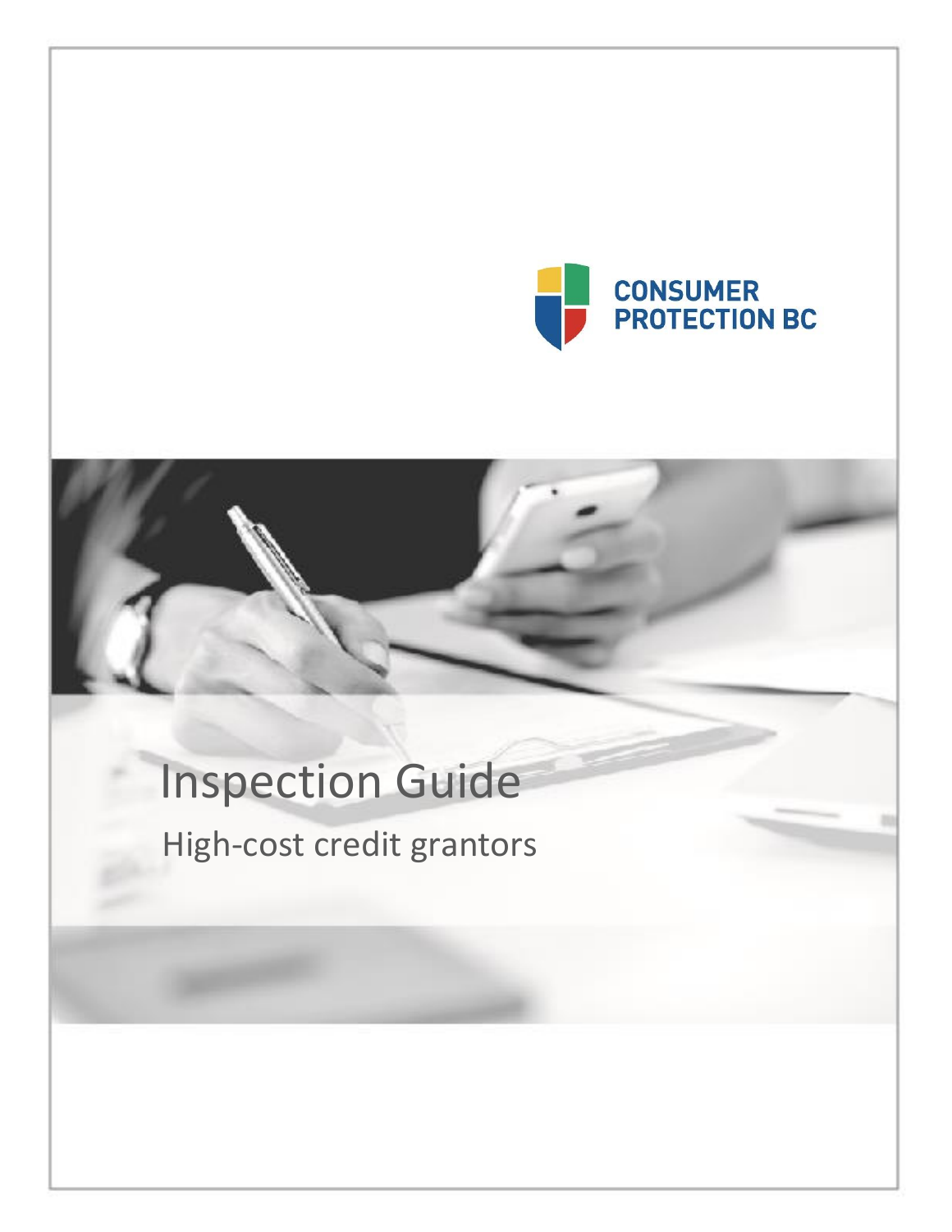CONSUMER PROTECTION BC

# Inspection Guide

## High-cost credit grantors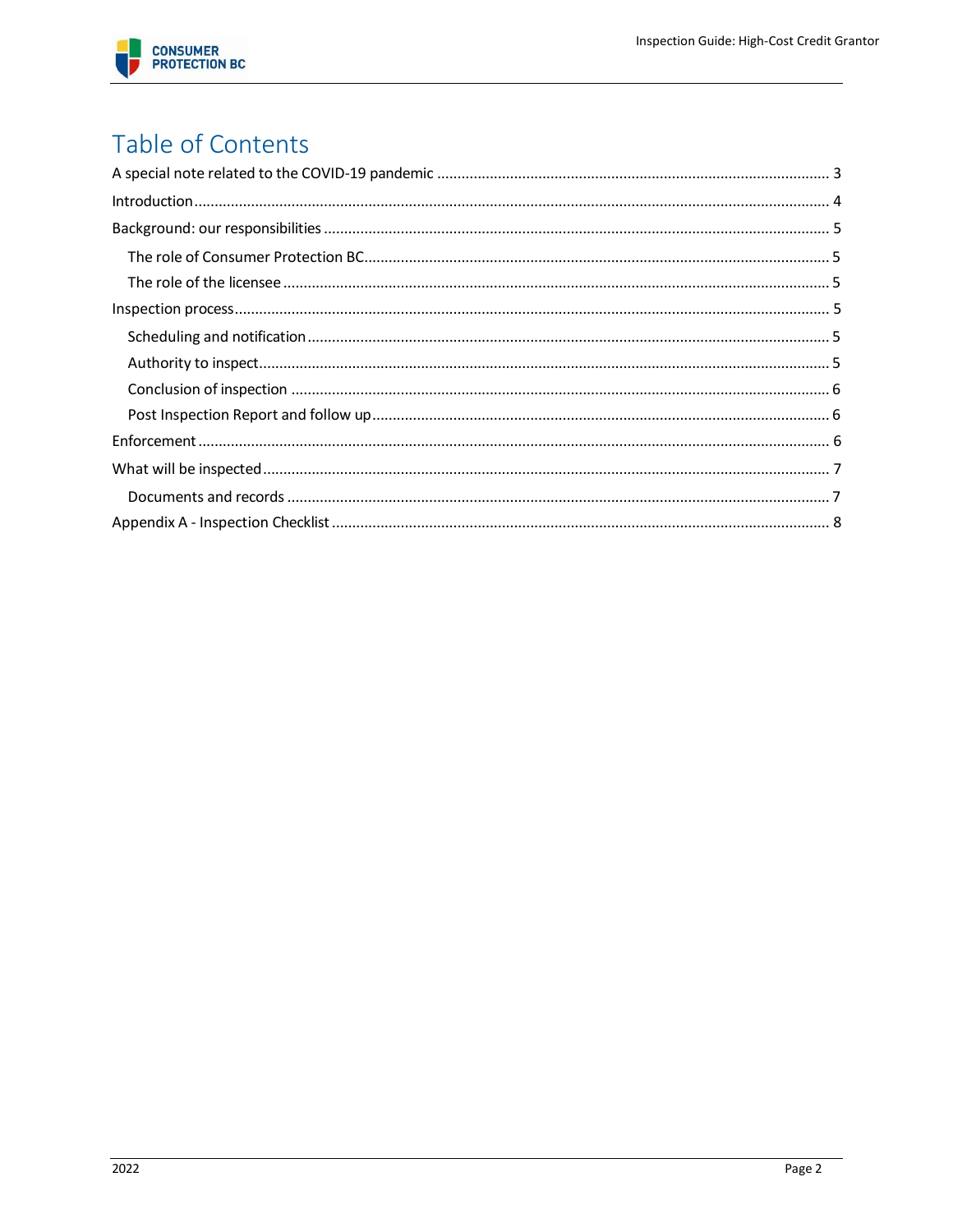# Table of Contents

A special note related to the COVID-19 pandemic ........ 3

Introduction ........ 4

Background: our responsibilities ........ 5

- The role of Consumer Protection BC ........ 5
- The role of the licensee ........ 5

Inspection process ........ 5

- Scheduling and notification ........ 5
- Authority to inspect ........ 5
- Conclusion of inspection ........ 6
- Post Inspection Report and follow up ........ 6

Enforcement ........ 6

What will be inspected ........ 7

- Documents and records ........ 7

Appendix A - Inspection Checklist ........ 8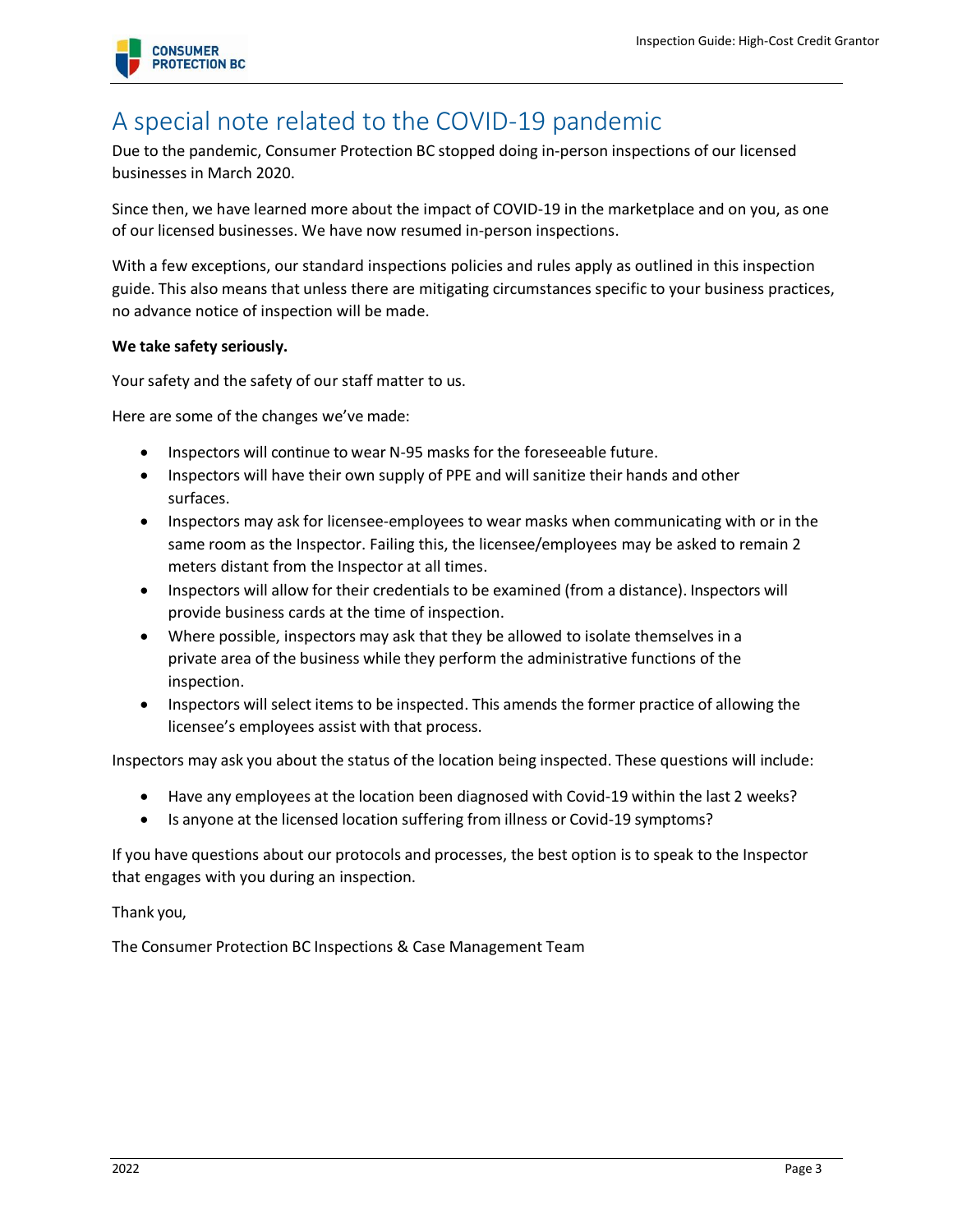# A special note related to the COVID-19 pandemic

Due to the pandemic, Consumer Protection BC stopped doing in-person inspections of our licensed businesses in March 2020.

Since then, we have learned more about the impact of COVID-19 in the marketplace and on you, as one of our licensed businesses. We have now resumed in-person inspections.

With a few exceptions, our standard inspections policies and rules apply as outlined in this inspection guide. This also means that unless there are mitigating circumstances specific to your business practices, no advance notice of inspection will be made.

**We take safety seriously.**

Your safety and the safety of our staff matter to us.

Here are some of the changes we've made:

- Inspectors will continue to wear N-95 masks for the foreseeable future.
- Inspectors will have their own supply of PPE and will sanitize their hands and other surfaces.
- Inspectors may ask for licensee-employees to wear masks when communicating with or in the same room as the Inspector. Failing this, the licensee/employees may be asked to remain 2 meters distant from the Inspector at all times.
- Inspectors will allow for their credentials to be examined (from a distance). Inspectors will provide business cards at the time of inspection.
- Where possible, inspectors may ask that they be allowed to isolate themselves in a private area of the business while they perform the administrative functions of the inspection.
- Inspectors will select items to be inspected. This amends the former practice of allowing the licensee's employees assist with that process.

Inspectors may ask you about the status of the location being inspected. These questions will include:

- Have any employees at the location been diagnosed with Covid-19 within the last 2 weeks?
- Is anyone at the licensed location suffering from illness or Covid-19 symptoms?

If you have questions about our protocols and processes, the best option is to speak to the Inspector that engages with you during an inspection.

Thank you,

The Consumer Protection BC Inspections & Case Management Team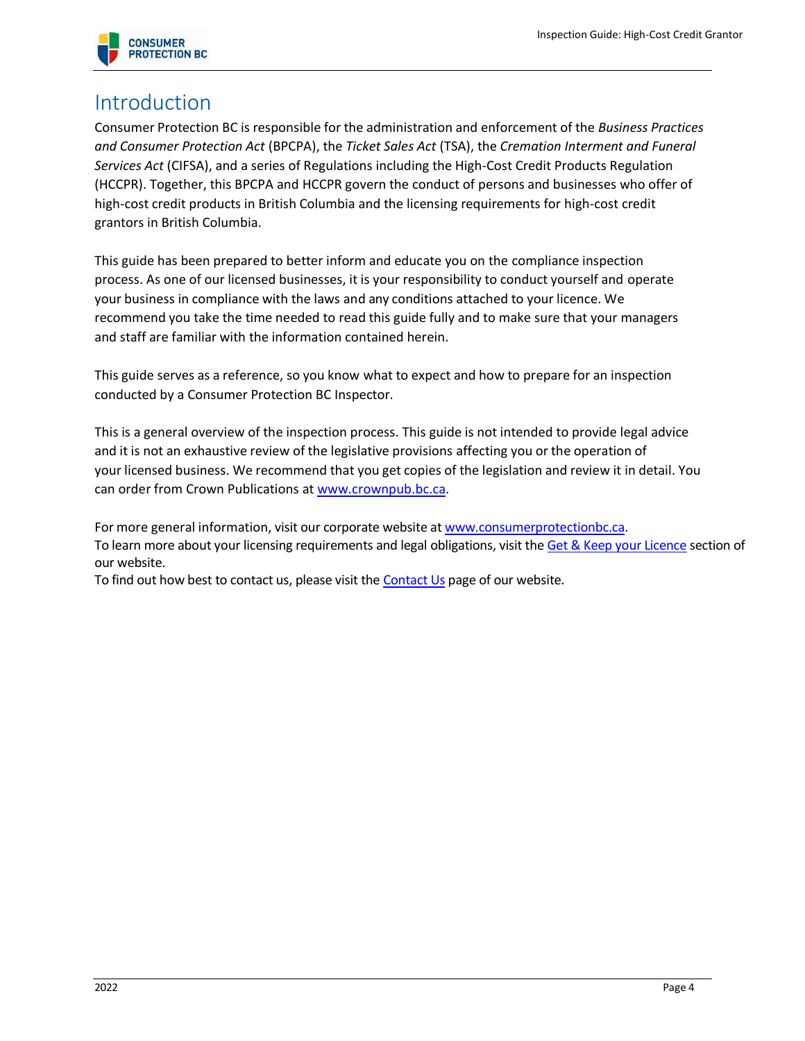# Introduction

Consumer Protection BC is responsible for the administration and enforcement of the *Business Practices and Consumer Protection Act* (BPCPA), the *Ticket Sales Act* (TSA), the *Cremation Interment and Funeral Services Act* (CIFSA), and a series of Regulations including the High-Cost Credit Products Regulation (HCCPR). Together, this BPCPA and HCCPR govern the conduct of persons and businesses who offer of high-cost credit products in British Columbia and the licensing requirements for high-cost credit grantors in British Columbia.

This guide has been prepared to better inform and educate you on the compliance inspection process. As one of our licensed businesses, it is your responsibility to conduct yourself and operate your business in compliance with the laws and any conditions attached to your licence. We recommend you take the time needed to read this guide fully and to make sure that your managers and staff are familiar with the information contained herein.

This guide serves as a reference, so you know what to expect and how to prepare for an inspection conducted by a Consumer Protection BC Inspector.

This is a general overview of the inspection process. This guide is not intended to provide legal advice and it is not an exhaustive review of the legislative provisions affecting you or the operation of your licensed business. We recommend that you get copies of the legislation and review it in detail. You can order from Crown Publications at [www.crownpub.bc.ca](http://www.crownpub.bc.ca).

For more general information, visit our corporate website at [www.consumerprotectionbc.ca](http://www.consumerprotectionbc.ca).
To learn more about your licensing requirements and legal obligations, visit the Get & Keep your Licence section of our website.
To find out how best to contact us, please visit the Contact Us page of our website.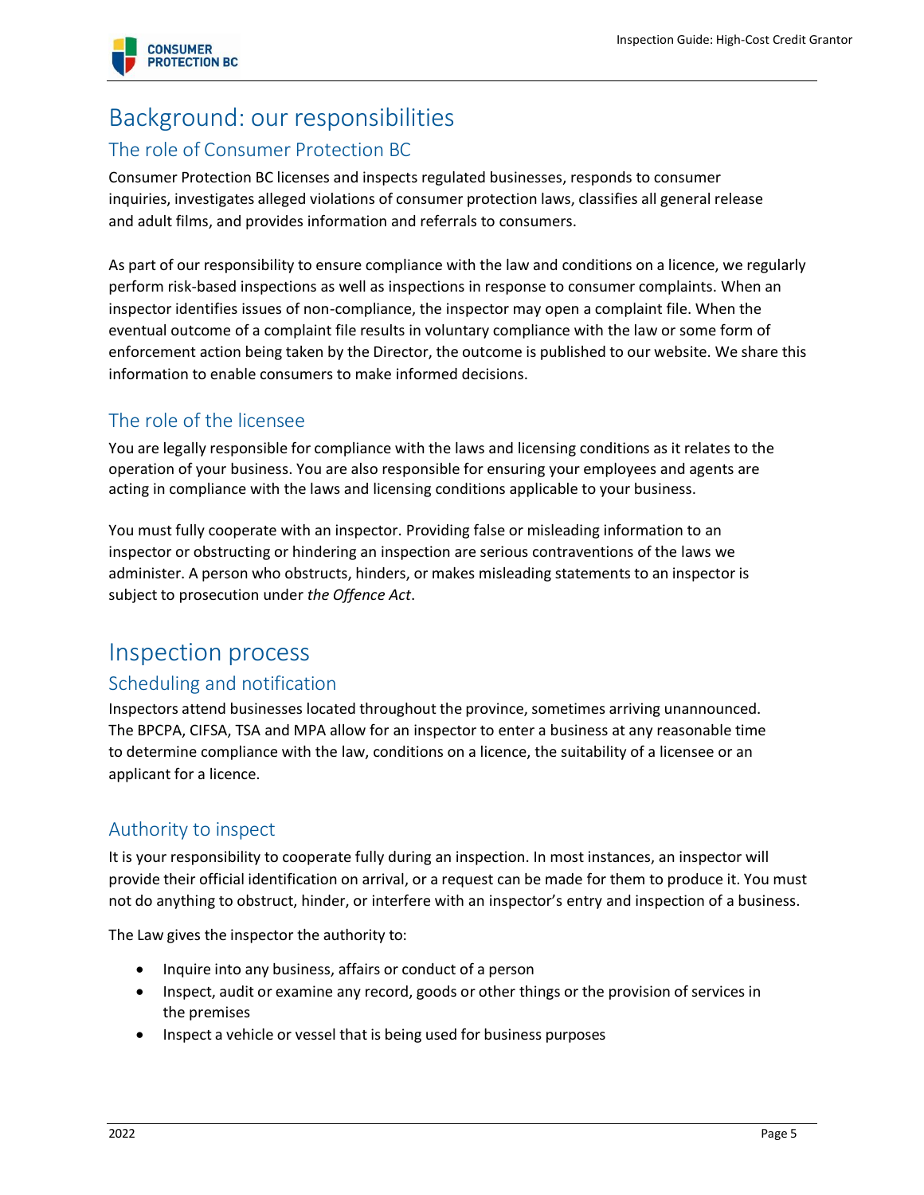# Background: our responsibilities

## The role of Consumer Protection BC

Consumer Protection BC licenses and inspects regulated businesses, responds to consumer inquiries, investigates alleged violations of consumer protection laws, classifies all general release and adult films, and provides information and referrals to consumers.

As part of our responsibility to ensure compliance with the law and conditions on a licence, we regularly perform risk-based inspections as well as inspections in response to consumer complaints. When an inspector identifies issues of non-compliance, the inspector may open a complaint file. When the eventual outcome of a complaint file results in voluntary compliance with the law or some form of enforcement action being taken by the Director, the outcome is published to our website. We share this information to enable consumers to make informed decisions.

## The role of the licensee

You are legally responsible for compliance with the laws and licensing conditions as it relates to the operation of your business. You are also responsible for ensuring your employees and agents are acting in compliance with the laws and licensing conditions applicable to your business.

You must fully cooperate with an inspector. Providing false or misleading information to an inspector or obstructing or hindering an inspection are serious contraventions of the laws we administer. A person who obstructs, hinders, or makes misleading statements to an inspector is subject to prosecution under *the Offence Act*.

# Inspection process

## Scheduling and notification

Inspectors attend businesses located throughout the province, sometimes arriving unannounced. The BPCPA, CIFSA, TSA and MPA allow for an inspector to enter a business at any reasonable time to determine compliance with the law, conditions on a licence, the suitability of a licensee or an applicant for a licence.

## Authority to inspect

It is your responsibility to cooperate fully during an inspection. In most instances, an inspector will provide their official identification on arrival, or a request can be made for them to produce it. You must not do anything to obstruct, hinder, or interfere with an inspector's entry and inspection of a business.

The Law gives the inspector the authority to:

- Inquire into any business, affairs or conduct of a person
- Inspect, audit or examine any record, goods or other things or the provision of services in the premises
- Inspect a vehicle or vessel that is being used for business purposes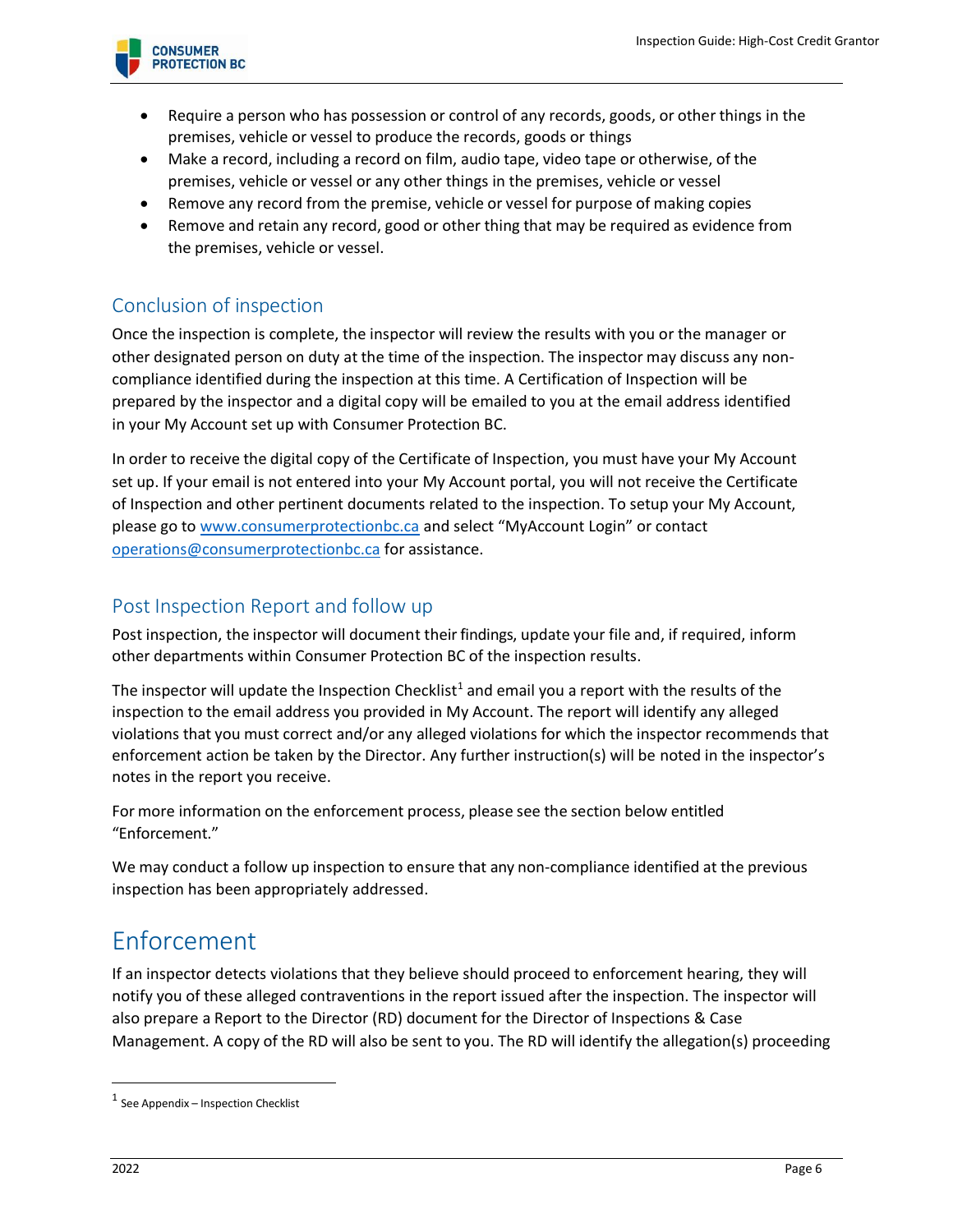- Require a person who has possession or control of any records, goods, or other things in the premises, vehicle or vessel to produce the records, goods or things
- Make a record, including a record on film, audio tape, video tape or otherwise, of the premises, vehicle or vessel or any other things in the premises, vehicle or vessel
- Remove any record from the premise, vehicle or vessel for purpose of making copies
- Remove and retain any record, good or other thing that may be required as evidence from the premises, vehicle or vessel.

## Conclusion of inspection

Once the inspection is complete, the inspector will review the results with you or the manager or other designated person on duty at the time of the inspection. The inspector may discuss any non-compliance identified during the inspection at this time. A Certification of Inspection will be prepared by the inspector and a digital copy will be emailed to you at the email address identified in your My Account set up with Consumer Protection BC.

In order to receive the digital copy of the Certificate of Inspection, you must have your My Account set up. If your email is not entered into your My Account portal, you will not receive the Certificate of Inspection and other pertinent documents related to the inspection. To setup your My Account, please go to www.consumerprotectionbc.ca and select "MyAccount Login" or contact operations@consumerprotectionbc.ca for assistance.

## Post Inspection Report and follow up

Post inspection, the inspector will document their findings, update your file and, if required, inform other departments within Consumer Protection BC of the inspection results.

The inspector will update the Inspection Checklist[1] and email you a report with the results of the inspection to the email address you provided in My Account. The report will identify any alleged violations that you must correct and/or any alleged violations for which the inspector recommends that enforcement action be taken by the Director. Any further instruction(s) will be noted in the inspector's notes in the report you receive.

For more information on the enforcement process, please see the section below entitled "Enforcement."

We may conduct a follow up inspection to ensure that any non-compliance identified at the previous inspection has been appropriately addressed.

# Enforcement

If an inspector detects violations that they believe should proceed to enforcement hearing, they will notify you of these alleged contraventions in the report issued after the inspection. The inspector will also prepare a Report to the Director (RD) document for the Director of Inspections & Case Management. A copy of the RD will also be sent to you. The RD will identify the allegation(s) proceeding

[1] See Appendix – Inspection Checklist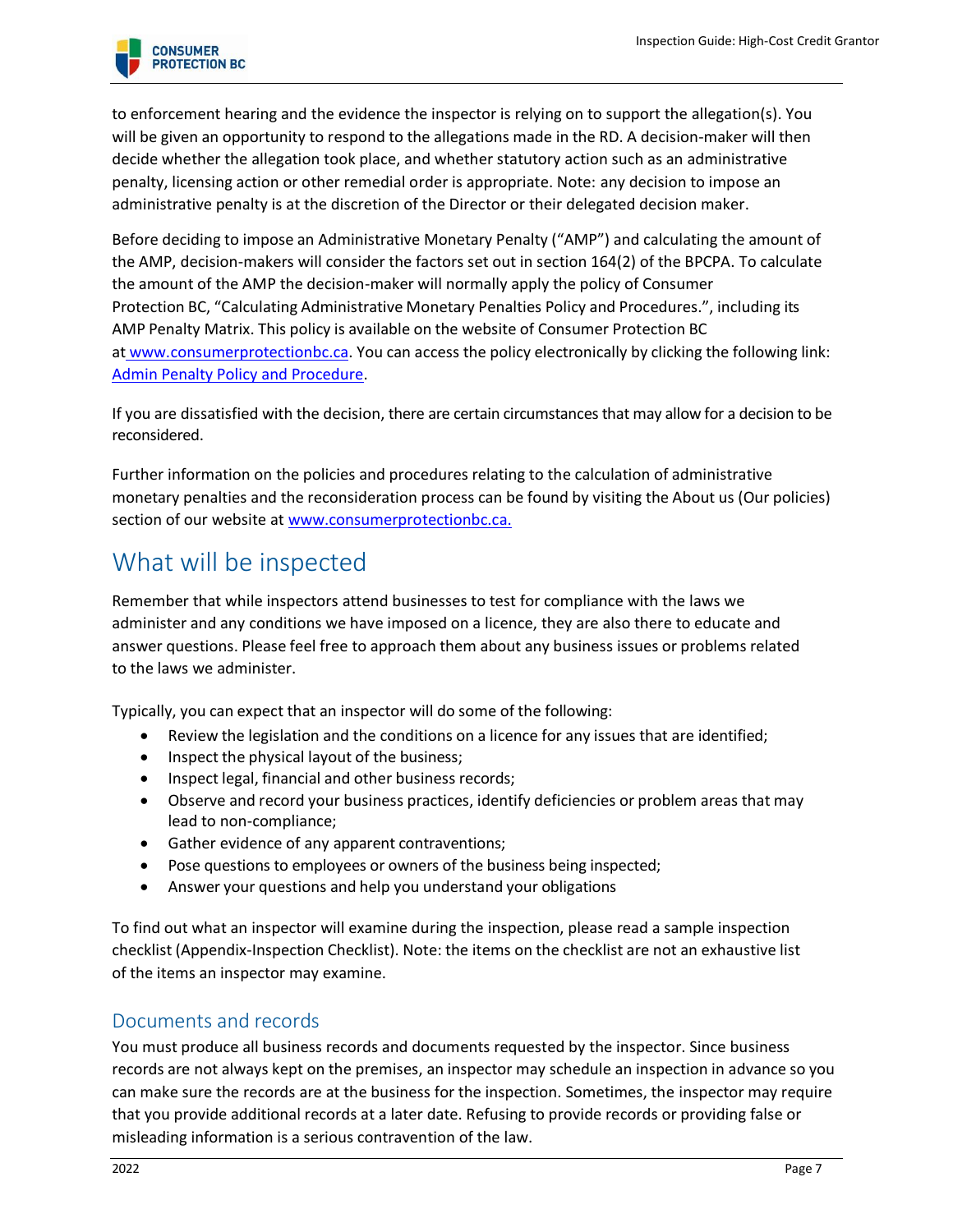to enforcement hearing and the evidence the inspector is relying on to support the allegation(s). You will be given an opportunity to respond to the allegations made in the RD. A decision-maker will then decide whether the allegation took place, and whether statutory action such as an administrative penalty, licensing action or other remedial order is appropriate. Note: any decision to impose an administrative penalty is at the discretion of the Director or their delegated decision maker.

Before deciding to impose an Administrative Monetary Penalty ("AMP") and calculating the amount of the AMP, decision-makers will consider the factors set out in section 164(2) of the BPCPA. To calculate the amount of the AMP the decision-maker will normally apply the policy of Consumer Protection BC, "Calculating Administrative Monetary Penalties Policy and Procedures.", including its AMP Penalty Matrix. This policy is available on the website of Consumer Protection BC at www.consumerprotectionbc.ca. You can access the policy electronically by clicking the following link: Admin Penalty Policy and Procedure.

If you are dissatisfied with the decision, there are certain circumstances that may allow for a decision to be reconsidered.

Further information on the policies and procedures relating to the calculation of administrative monetary penalties and the reconsideration process can be found by visiting the About us (Our policies) section of our website at www.consumerprotectionbc.ca.

# What will be inspected

Remember that while inspectors attend businesses to test for compliance with the laws we administer and any conditions we have imposed on a licence, they are also there to educate and answer questions. Please feel free to approach them about any business issues or problems related to the laws we administer.

Typically, you can expect that an inspector will do some of the following:

- Review the legislation and the conditions on a licence for any issues that are identified;
- Inspect the physical layout of the business;
- Inspect legal, financial and other business records;
- Observe and record your business practices, identify deficiencies or problem areas that may lead to non-compliance;
- Gather evidence of any apparent contraventions;
- Pose questions to employees or owners of the business being inspected;
- Answer your questions and help you understand your obligations

To find out what an inspector will examine during the inspection, please read a sample inspection checklist (Appendix-Inspection Checklist). Note: the items on the checklist are not an exhaustive list of the items an inspector may examine.

## Documents and records

You must produce all business records and documents requested by the inspector. Since business records are not always kept on the premises, an inspector may schedule an inspection in advance so you can make sure the records are at the business for the inspection. Sometimes, the inspector may require that you provide additional records at a later date. Refusing to provide records or providing false or misleading information is a serious contravention of the law.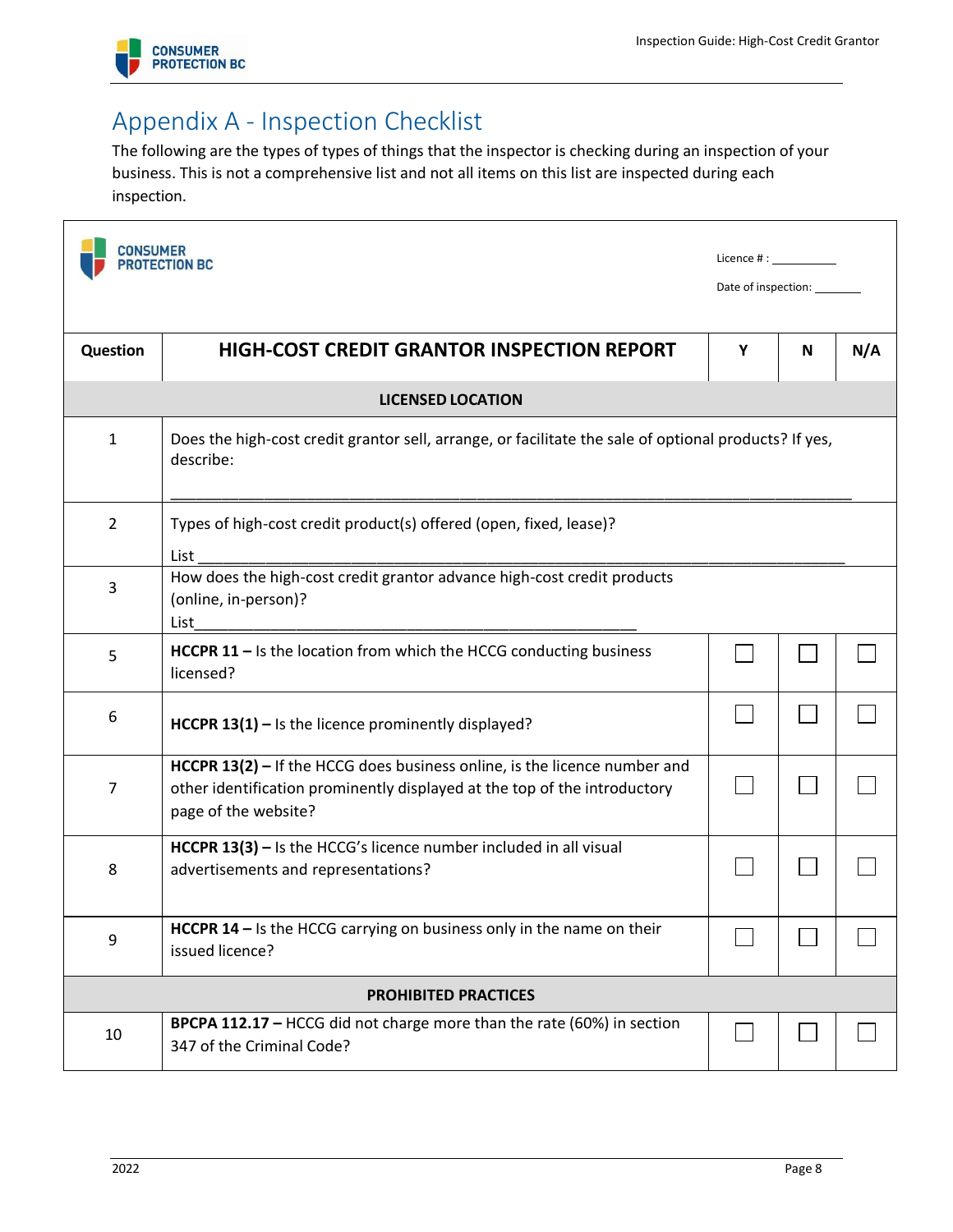## Appendix A - Inspection Checklist

The following are the types of types of things that the inspector is checking during an inspection of your business. This is not a comprehensive list and not all items on this list are inspected during each inspection.

CONSUMER PROTECTION BC

Licence # : __________

Date of inspection: _______

| Question | HIGH-COST CREDIT GRANTOR INSPECTION REPORT | Y | N | N/A |
|---|---|---|---|---|
| | **LICENSED LOCATION** | | | |
| 1 | Does the high-cost credit grantor sell, arrange, or facilitate the sale of optional products? If yes, describe: ___________________________________________ | | | |
| 2 | Types of high-cost credit product(s) offered (open, fixed, lease)? List ___________________________________________ | | | |
| 3 | How does the high-cost credit grantor advance high-cost credit products (online, in-person)? List___________________________________________ | | | |
| 5 | **HCCPR 11 –** Is the location from which the HCCG conducting business licensed? | ☐ | ☐ | ☐ |
| 6 | **HCCPR 13(1) –** Is the licence prominently displayed? | ☐ | ☐ | ☐ |
| 7 | **HCCPR 13(2) –** If the HCCG does business online, is the licence number and other identification prominently displayed at the top of the introductory page of the website? | ☐ | ☐ | ☐ |
| 8 | **HCCPR 13(3) –** Is the HCCG's licence number included in all visual advertisements and representations? | ☐ | ☐ | ☐ |
| 9 | **HCCPR 14 –** Is the HCCG carrying on business only in the name on their issued licence? | ☐ | ☐ | ☐ |
| | **PROHIBITED PRACTICES** | | | |
| 10 | **BPCPA 112.17 –** HCCG did not charge more than the rate (60%) in section 347 of the Criminal Code? | ☐ | ☐ | ☐ |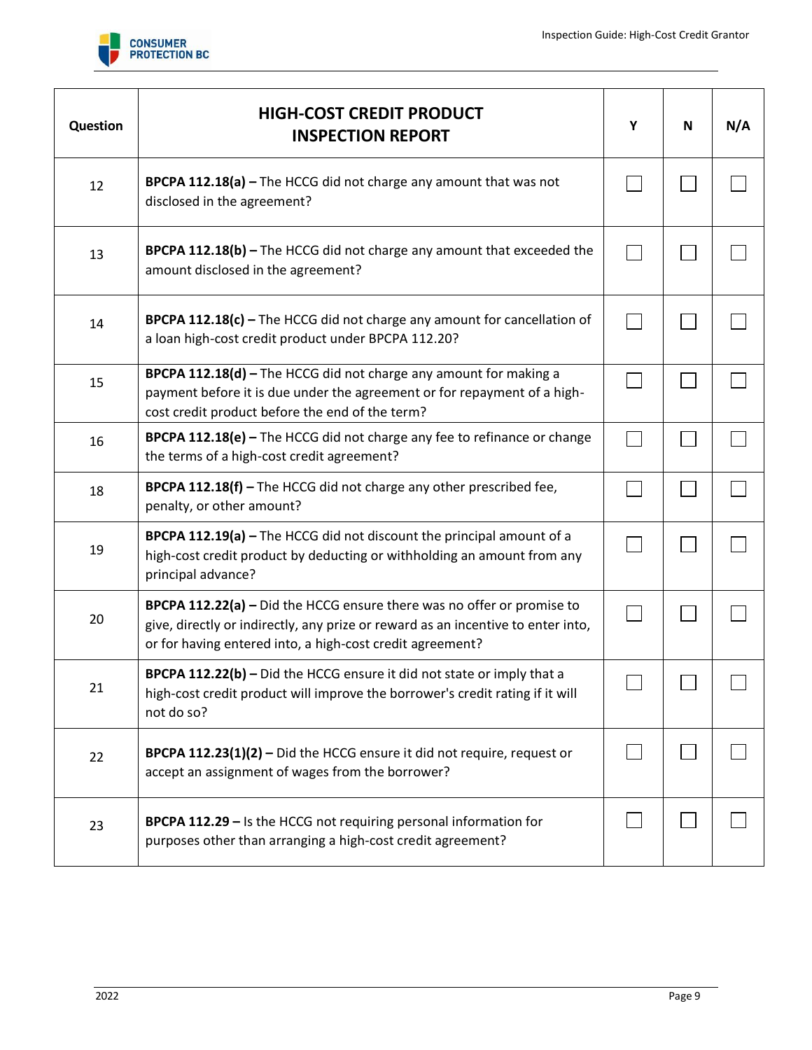| Question | HIGH-COST CREDIT PRODUCT INSPECTION REPORT | Y | N | N/A |
|---|---|---|---|---|
| 12 | **BPCPA 112.18(a) –** The HCCG did not charge any amount that was not disclosed in the agreement? | ☐ | ☐ | ☐ |
| 13 | **BPCPA 112.18(b) –** The HCCG did not charge any amount that exceeded the amount disclosed in the agreement? | ☐ | ☐ | ☐ |
| 14 | **BPCPA 112.18(c) –** The HCCG did not charge any amount for cancellation of a loan high-cost credit product under BPCPA 112.20? | ☐ | ☐ | ☐ |
| 15 | **BPCPA 112.18(d) –** The HCCG did not charge any amount for making a payment before it is due under the agreement or for repayment of a high-cost credit product before the end of the term? | ☐ | ☐ | ☐ |
| 16 | **BPCPA 112.18(e) –** The HCCG did not charge any fee to refinance or change the terms of a high-cost credit agreement? | ☐ | ☐ | ☐ |
| 18 | **BPCPA 112.18(f) –** The HCCG did not charge any other prescribed fee, penalty, or other amount? | ☐ | ☐ | ☐ |
| 19 | **BPCPA 112.19(a) –** The HCCG did not discount the principal amount of a high-cost credit product by deducting or withholding an amount from any principal advance? | ☐ | ☐ | ☐ |
| 20 | **BPCPA 112.22(a) –** Did the HCCG ensure there was no offer or promise to give, directly or indirectly, any prize or reward as an incentive to enter into, or for having entered into, a high-cost credit agreement? | ☐ | ☐ | ☐ |
| 21 | **BPCPA 112.22(b) –** Did the HCCG ensure it did not state or imply that a high-cost credit product will improve the borrower's credit rating if it will not do so? | ☐ | ☐ | ☐ |
| 22 | **BPCPA 112.23(1)(2) –** Did the HCCG ensure it did not require, request or accept an assignment of wages from the borrower? | ☐ | ☐ | ☐ |
| 23 | **BPCPA 112.29 –** Is the HCCG not requiring personal information for purposes other than arranging a high-cost credit agreement? | ☐ | ☐ | ☐ |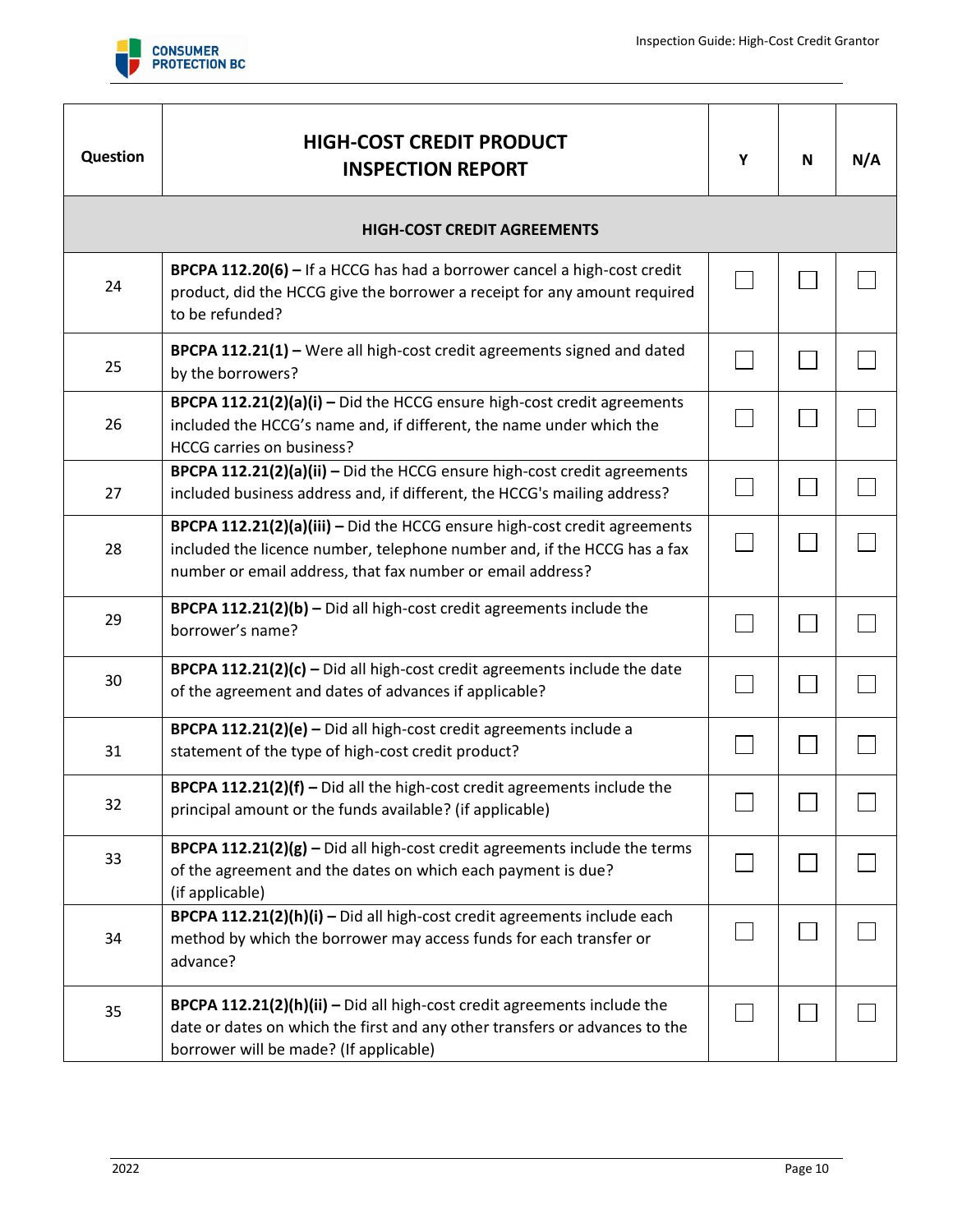| Question | HIGH-COST CREDIT PRODUCT INSPECTION REPORT | Y | N | N/A |
|---|---|---|---|---|
| | **HIGH-COST CREDIT AGREEMENTS** | | | |
| 24 | **BPCPA 112.20(6) –** If a HCCG has had a borrower cancel a high-cost credit product, did the HCCG give the borrower a receipt for any amount required to be refunded? | ☐ | ☐ | ☐ |
| 25 | **BPCPA 112.21(1) –** Were all high-cost credit agreements signed and dated by the borrowers? | ☐ | ☐ | ☐ |
| 26 | **BPCPA 112.21(2)(a)(i) –** Did the HCCG ensure high-cost credit agreements included the HCCG's name and, if different, the name under which the HCCG carries on business? | ☐ | ☐ | ☐ |
| 27 | **BPCPA 112.21(2)(a)(ii) –** Did the HCCG ensure high-cost credit agreements included business address and, if different, the HCCG's mailing address? | ☐ | ☐ | ☐ |
| 28 | **BPCPA 112.21(2)(a)(iii) –** Did the HCCG ensure high-cost credit agreements included the licence number, telephone number and, if the HCCG has a fax number or email address, that fax number or email address? | ☐ | ☐ | ☐ |
| 29 | **BPCPA 112.21(2)(b) –** Did all high-cost credit agreements include the borrower's name? | ☐ | ☐ | ☐ |
| 30 | **BPCPA 112.21(2)(c) –** Did all high-cost credit agreements include the date of the agreement and dates of advances if applicable? | ☐ | ☐ | ☐ |
| 31 | **BPCPA 112.21(2)(e) –** Did all high-cost credit agreements include a statement of the type of high-cost credit product? | ☐ | ☐ | ☐ |
| 32 | **BPCPA 112.21(2)(f) –** Did all the high-cost credit agreements include the principal amount or the funds available? (if applicable) | ☐ | ☐ | ☐ |
| 33 | **BPCPA 112.21(2)(g) –** Did all high-cost credit agreements include the terms of the agreement and the dates on which each payment is due? (if applicable) | ☐ | ☐ | ☐ |
| 34 | **BPCPA 112.21(2)(h)(i) –** Did all high-cost credit agreements include each method by which the borrower may access funds for each transfer or advance? | ☐ | ☐ | ☐ |
| 35 | **BPCPA 112.21(2)(h)(ii) –** Did all high-cost credit agreements include the date or dates on which the first and any other transfers or advances to the borrower will be made? (If applicable) | ☐ | ☐ | ☐ |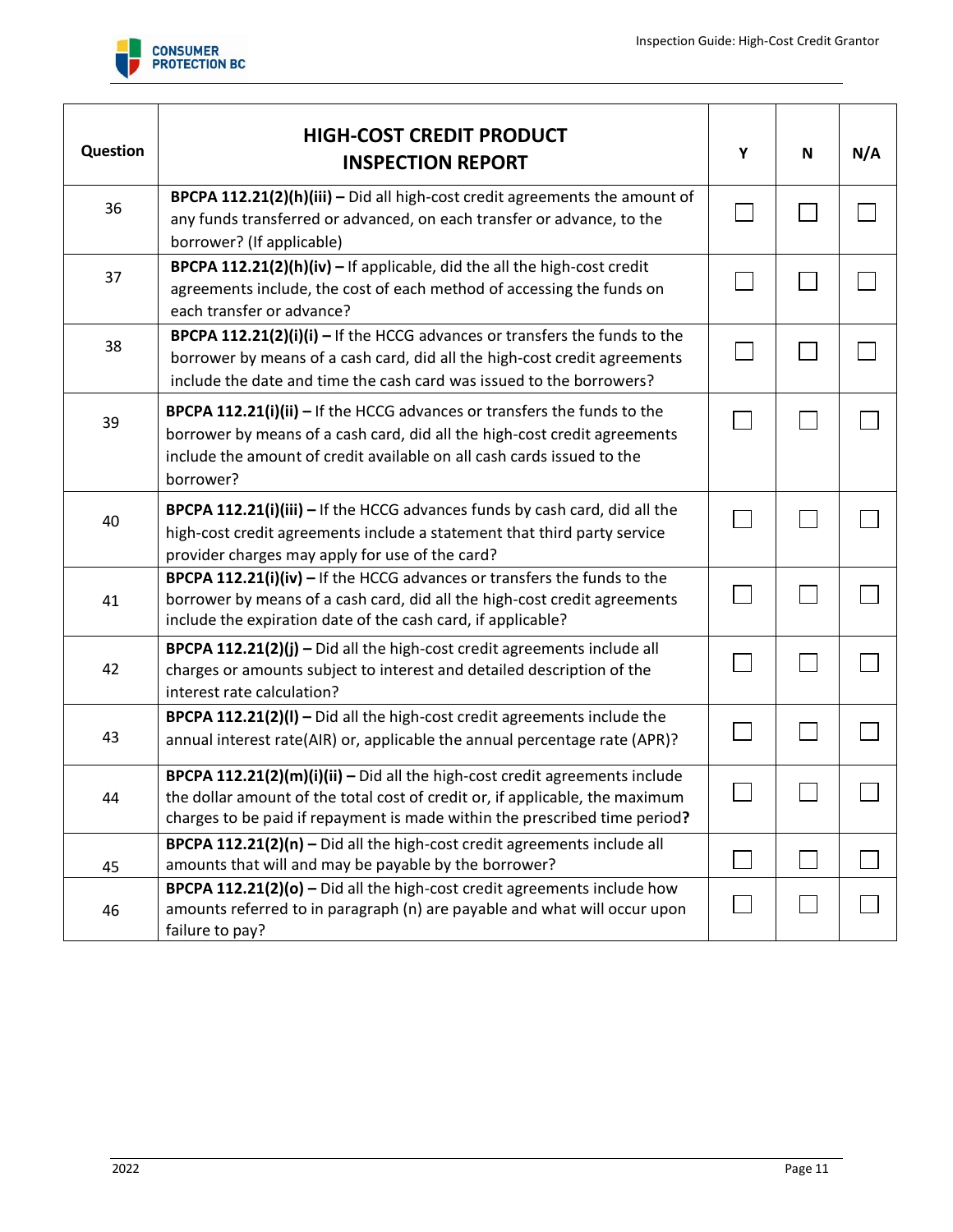| Question | HIGH-COST CREDIT PRODUCT INSPECTION REPORT | Y | N | N/A |
|---|---|---|---|---|
| 36 | **BPCPA 112.21(2)(h)(iii) –** Did all high-cost credit agreements the amount of any funds transferred or advanced, on each transfer or advance, to the borrower? (If applicable) | ☐ | ☐ | ☐ |
| 37 | **BPCPA 112.21(2)(h)(iv) –** If applicable, did the all the high-cost credit agreements include, the cost of each method of accessing the funds on each transfer or advance? | ☐ | ☐ | ☐ |
| 38 | **BPCPA 112.21(2)(i)(i) –** If the HCCG advances or transfers the funds to the borrower by means of a cash card, did all the high-cost credit agreements include the date and time the cash card was issued to the borrowers? | ☐ | ☐ | ☐ |
| 39 | **BPCPA 112.21(i)(ii) –** If the HCCG advances or transfers the funds to the borrower by means of a cash card, did all the high-cost credit agreements include the amount of credit available on all cash cards issued to the borrower? | ☐ | ☐ | ☐ |
| 40 | **BPCPA 112.21(i)(iii) –** If the HCCG advances funds by cash card, did all the high-cost credit agreements include a statement that third party service provider charges may apply for use of the card? | ☐ | ☐ | ☐ |
| 41 | **BPCPA 112.21(i)(iv) –** If the HCCG advances or transfers the funds to the borrower by means of a cash card, did all the high-cost credit agreements include the expiration date of the cash card, if applicable? | ☐ | ☐ | ☐ |
| 42 | **BPCPA 112.21(2)(j) –** Did all the high-cost credit agreements include all charges or amounts subject to interest and detailed description of the interest rate calculation? | ☐ | ☐ | ☐ |
| 43 | **BPCPA 112.21(2)(l) –** Did all the high-cost credit agreements include the annual interest rate(AIR) or, applicable the annual percentage rate (APR)? | ☐ | ☐ | ☐ |
| 44 | **BPCPA 112.21(2)(m)(i)(ii) –** Did all the high-cost credit agreements include the dollar amount of the total cost of credit or, if applicable, the maximum charges to be paid if repayment is made within the prescribed time period**?** | ☐ | ☐ | ☐ |
| 45 | **BPCPA 112.21(2)(n) –** Did all the high-cost credit agreements include all amounts that will and may be payable by the borrower? | ☐ | ☐ | ☐ |
| 46 | **BPCPA 112.21(2)(o) –** Did all the high-cost credit agreements include how amounts referred to in paragraph (n) are payable and what will occur upon failure to pay? | ☐ | ☐ | ☐ |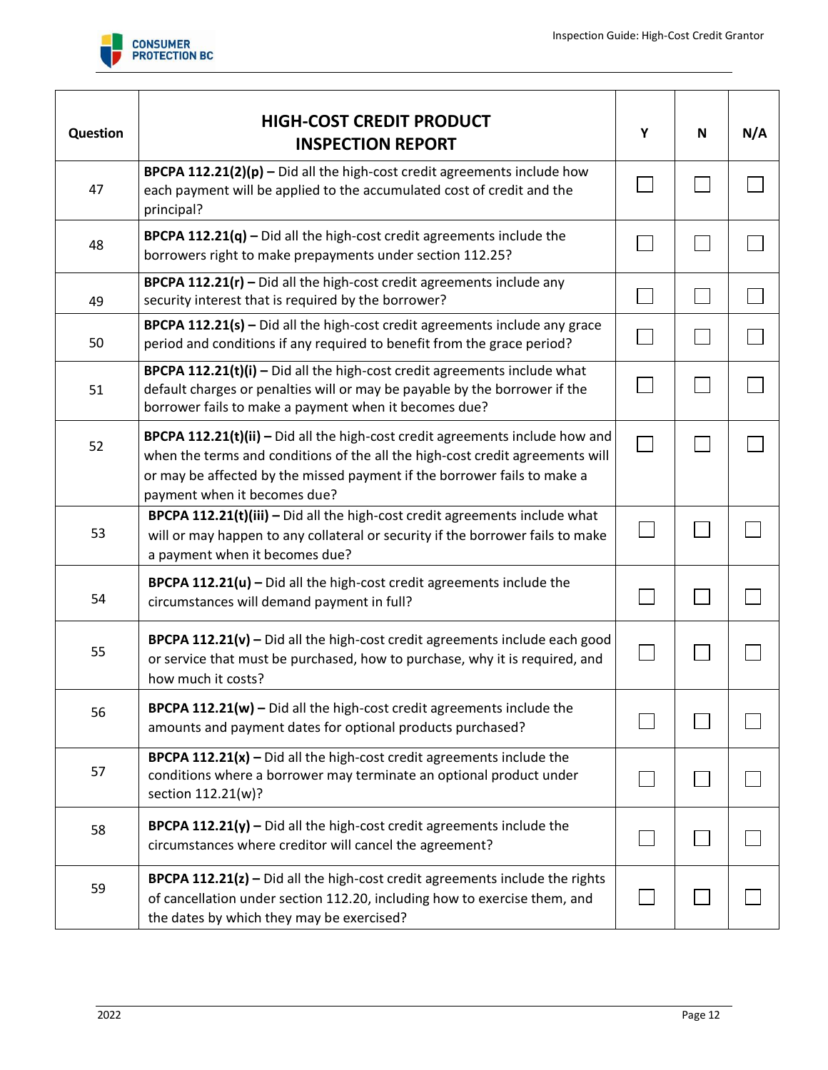| Question | HIGH-COST CREDIT PRODUCT INSPECTION REPORT | Y | N | N/A |
|---|---|---|---|---|
| 47 | **BPCPA 112.21(2)(p) –** Did all the high-cost credit agreements include how each payment will be applied to the accumulated cost of credit and the principal? | ☐ | ☐ | ☐ |
| 48 | **BPCPA 112.21(q) –** Did all the high-cost credit agreements include the borrowers right to make prepayments under section 112.25? | ☐ | ☐ | ☐ |
| 49 | **BPCPA 112.21(r) –** Did all the high-cost credit agreements include any security interest that is required by the borrower? | ☐ | ☐ | ☐ |
| 50 | **BPCPA 112.21(s) –** Did all the high-cost credit agreements include any grace period and conditions if any required to benefit from the grace period? | ☐ | ☐ | ☐ |
| 51 | **BPCPA 112.21(t)(i) –** Did all the high-cost credit agreements include what default charges or penalties will or may be payable by the borrower if the borrower fails to make a payment when it becomes due? | ☐ | ☐ | ☐ |
| 52 | **BPCPA 112.21(t)(ii) –** Did all the high-cost credit agreements include how and when the terms and conditions of the all the high-cost credit agreements will or may be affected by the missed payment if the borrower fails to make a payment when it becomes due? | ☐ | ☐ | ☐ |
| 53 | **BPCPA 112.21(t)(iii) –** Did all the high-cost credit agreements include what will or may happen to any collateral or security if the borrower fails to make a payment when it becomes due? | ☐ | ☐ | ☐ |
| 54 | **BPCPA 112.21(u) –** Did all the high-cost credit agreements include the circumstances will demand payment in full? | ☐ | ☐ | ☐ |
| 55 | **BPCPA 112.21(v) –** Did all the high-cost credit agreements include each good or service that must be purchased, how to purchase, why it is required, and how much it costs? | ☐ | ☐ | ☐ |
| 56 | **BPCPA 112.21(w) –** Did all the high-cost credit agreements include the amounts and payment dates for optional products purchased? | ☐ | ☐ | ☐ |
| 57 | **BPCPA 112.21(x) –** Did all the high-cost credit agreements include the conditions where a borrower may terminate an optional product under section 112.21(w)? | ☐ | ☐ | ☐ |
| 58 | **BPCPA 112.21(y) –** Did all the high-cost credit agreements include the circumstances where creditor will cancel the agreement? | ☐ | ☐ | ☐ |
| 59 | **BPCPA 112.21(z) –** Did all the high-cost credit agreements include the rights of cancellation under section 112.20, including how to exercise them, and the dates by which they may be exercised? | ☐ | ☐ | ☐ |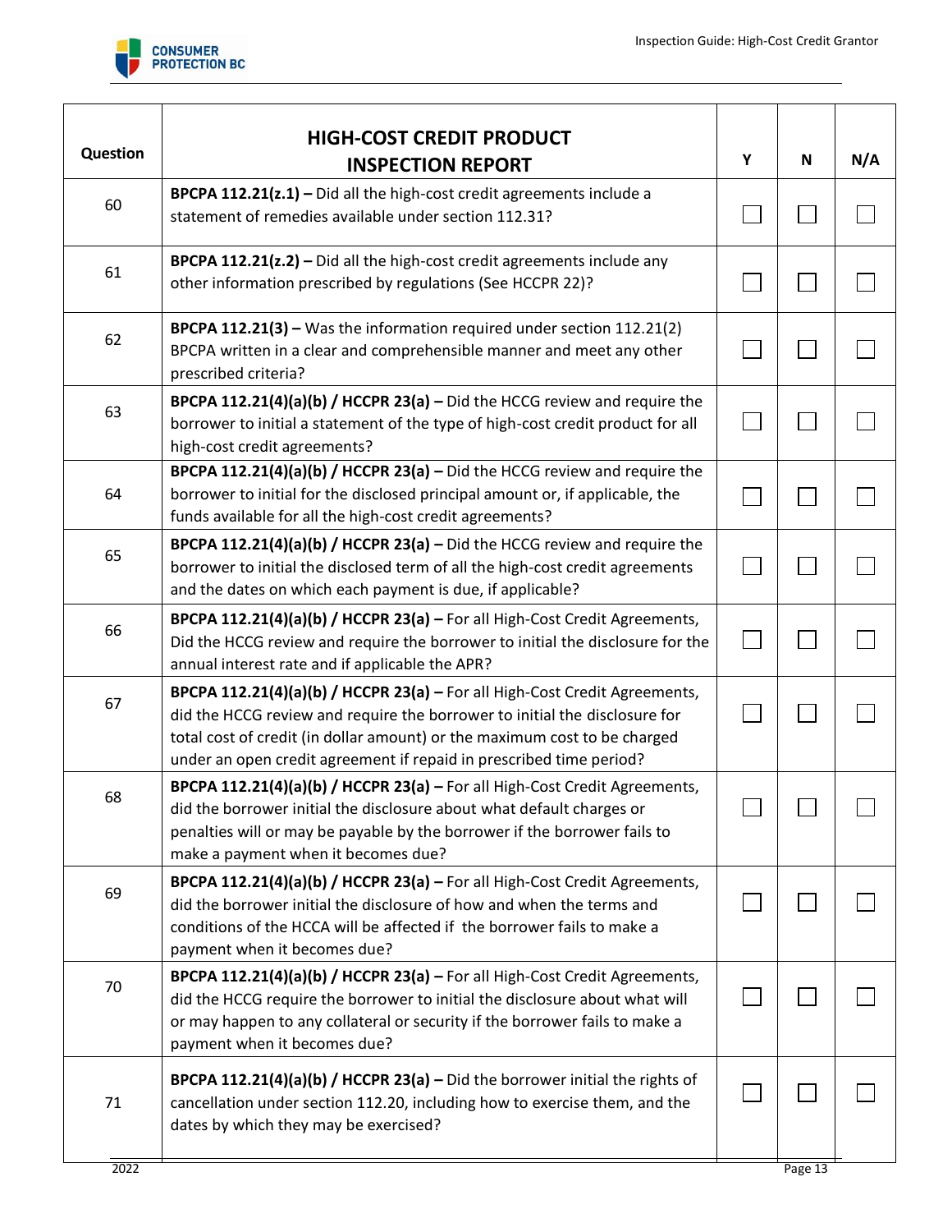| Question | HIGH-COST CREDIT PRODUCT INSPECTION REPORT | Y | N | N/A |
|---|---|---|---|---|
| 60 | **BPCPA 112.21(z.1) –** Did all the high-cost credit agreements include a statement of remedies available under section 112.31? | ☐ | ☐ | ☐ |
| 61 | **BPCPA 112.21(z.2) –** Did all the high-cost credit agreements include any other information prescribed by regulations (See HCCPR 22)? | ☐ | ☐ | ☐ |
| 62 | **BPCPA 112.21(3) –** Was the information required under section 112.21(2) BPCPA written in a clear and comprehensible manner and meet any other prescribed criteria? | ☐ | ☐ | ☐ |
| 63 | **BPCPA 112.21(4)(a)(b) / HCCPR 23(a) –** Did the HCCG review and require the borrower to initial a statement of the type of high-cost credit product for all high-cost credit agreements? | ☐ | ☐ | ☐ |
| 64 | **BPCPA 112.21(4)(a)(b) / HCCPR 23(a) –** Did the HCCG review and require the borrower to initial for the disclosed principal amount or, if applicable, the funds available for all the high-cost credit agreements? | ☐ | ☐ | ☐ |
| 65 | **BPCPA 112.21(4)(a)(b) / HCCPR 23(a) –** Did the HCCG review and require the borrower to initial the disclosed term of all the high-cost credit agreements and the dates on which each payment is due, if applicable? | ☐ | ☐ | ☐ |
| 66 | **BPCPA 112.21(4)(a)(b) / HCCPR 23(a) –** For all High-Cost Credit Agreements, Did the HCCG review and require the borrower to initial the disclosure for the annual interest rate and if applicable the APR? | ☐ | ☐ | ☐ |
| 67 | **BPCPA 112.21(4)(a)(b) / HCCPR 23(a) –** For all High-Cost Credit Agreements, did the HCCG review and require the borrower to initial the disclosure for total cost of credit (in dollar amount) or the maximum cost to be charged under an open credit agreement if repaid in prescribed time period? | ☐ | ☐ | ☐ |
| 68 | **BPCPA 112.21(4)(a)(b) / HCCPR 23(a) –** For all High-Cost Credit Agreements, did the borrower initial the disclosure about what default charges or penalties will or may be payable by the borrower if the borrower fails to make a payment when it becomes due? | ☐ | ☐ | ☐ |
| 69 | **BPCPA 112.21(4)(a)(b) / HCCPR 23(a) –** For all High-Cost Credit Agreements, did the borrower initial the disclosure of how and when the terms and conditions of the HCCA will be affected if the borrower fails to make a payment when it becomes due? | ☐ | ☐ | ☐ |
| 70 | **BPCPA 112.21(4)(a)(b) / HCCPR 23(a) –** For all High-Cost Credit Agreements, did the HCCG require the borrower to initial the disclosure about what will or may happen to any collateral or security if the borrower fails to make a payment when it becomes due? | ☐ | ☐ | ☐ |
| 71 | **BPCPA 112.21(4)(a)(b) / HCCPR 23(a) –** Did the borrower initial the rights of cancellation under section 112.20, including how to exercise them, and the dates by which they may be exercised? | ☐ | ☐ | ☐ |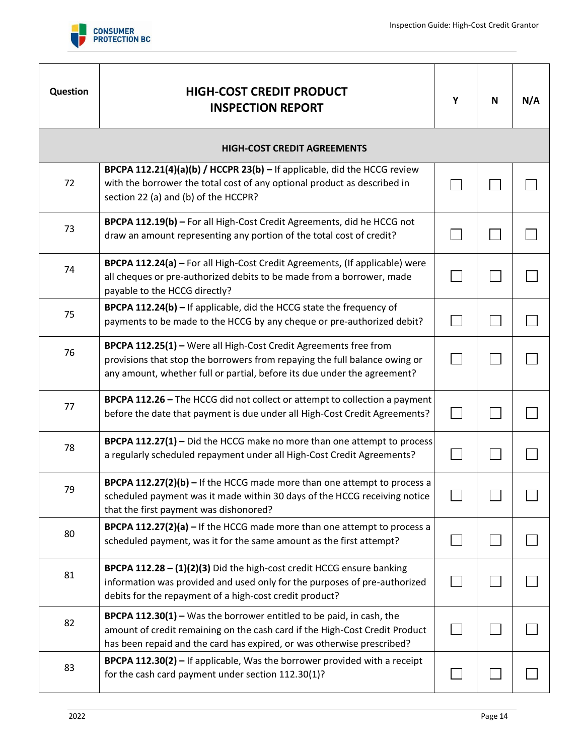| Question | HIGH-COST CREDIT PRODUCT INSPECTION REPORT | Y | N | N/A |
|---|---|---|---|---|
| | **HIGH-COST CREDIT AGREEMENTS** | | | |
| 72 | **BPCPA 112.21(4)(a)(b) / HCCPR 23(b) –** If applicable, did the HCCG review with the borrower the total cost of any optional product as described in section 22 (a) and (b) of the HCCPR? | ☐ | ☐ | ☐ |
| 73 | **BPCPA 112.19(b) –** For all High-Cost Credit Agreements, did he HCCG not draw an amount representing any portion of the total cost of credit? | ☐ | ☐ | ☐ |
| 74 | **BPCPA 112.24(a) –** For all High-Cost Credit Agreements, (If applicable) were all cheques or pre-authorized debits to be made from a borrower, made payable to the HCCG directly? | ☐ | ☐ | ☐ |
| 75 | **BPCPA 112.24(b) –** If applicable, did the HCCG state the frequency of payments to be made to the HCCG by any cheque or pre-authorized debit? | ☐ | ☐ | ☐ |
| 76 | **BPCPA 112.25(1) –** Were all High-Cost Credit Agreements free from provisions that stop the borrowers from repaying the full balance owing or any amount, whether full or partial, before its due under the agreement? | ☐ | ☐ | ☐ |
| 77 | **BPCPA 112.26 –** The HCCG did not collect or attempt to collection a payment before the date that payment is due under all High-Cost Credit Agreements? | ☐ | ☐ | ☐ |
| 78 | **BPCPA 112.27(1) –** Did the HCCG make no more than one attempt to process a regularly scheduled repayment under all High-Cost Credit Agreements? | ☐ | ☐ | ☐ |
| 79 | **BPCPA 112.27(2)(b) –** If the HCCG made more than one attempt to process a scheduled payment was it made within 30 days of the HCCG receiving notice that the first payment was dishonored? | ☐ | ☐ | ☐ |
| 80 | **BPCPA 112.27(2)(a) –** If the HCCG made more than one attempt to process a scheduled payment, was it for the same amount as the first attempt? | ☐ | ☐ | ☐ |
| 81 | **BPCPA 112.28 – (1)(2)(3)** Did the high-cost credit HCCG ensure banking information was provided and used only for the purposes of pre-authorized debits for the repayment of a high-cost credit product? | ☐ | ☐ | ☐ |
| 82 | **BPCPA 112.30(1) –** Was the borrower entitled to be paid, in cash, the amount of credit remaining on the cash card if the High-Cost Credit Product has been repaid and the card has expired, or was otherwise prescribed? | ☐ | ☐ | ☐ |
| 83 | **BPCPA 112.30(2) –** If applicable, Was the borrower provided with a receipt for the cash card payment under section 112.30(1)? | ☐ | ☐ | ☐ |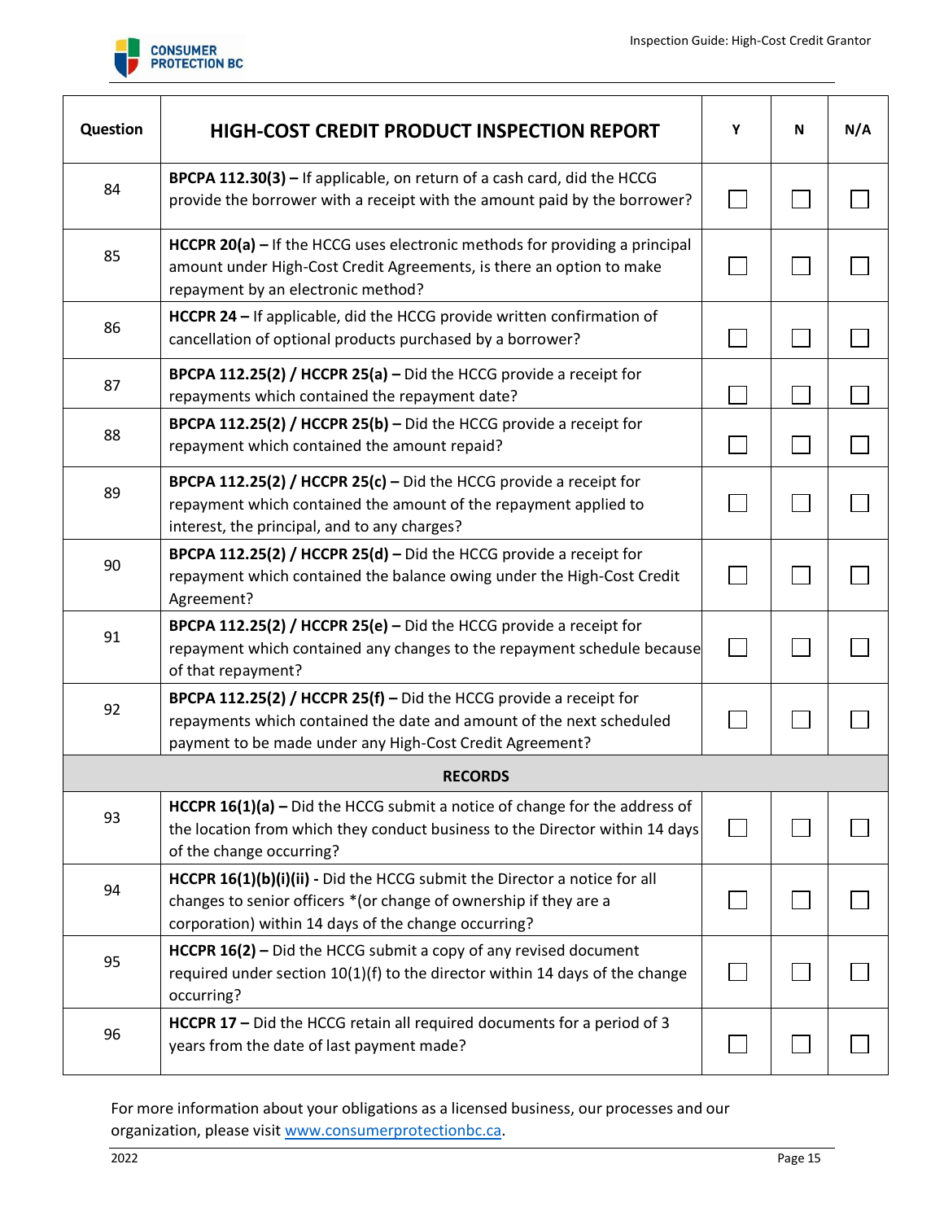| Question | HIGH-COST CREDIT PRODUCT INSPECTION REPORT | Y | N | N/A |
|---|---|---|---|---|
| 84 | **BPCPA 112.30(3) –** If applicable, on return of a cash card, did the HCCG provide the borrower with a receipt with the amount paid by the borrower? | ☐ | ☐ | ☐ |
| 85 | **HCCPR 20(a) –** If the HCCG uses electronic methods for providing a principal amount under High-Cost Credit Agreements, is there an option to make repayment by an electronic method? | ☐ | ☐ | ☐ |
| 86 | **HCCPR 24 –** If applicable, did the HCCG provide written confirmation of cancellation of optional products purchased by a borrower? | ☐ | ☐ | ☐ |
| 87 | **BPCPA 112.25(2) / HCCPR 25(a) –** Did the HCCG provide a receipt for repayments which contained the repayment date? | ☐ | ☐ | ☐ |
| 88 | **BPCPA 112.25(2) / HCCPR 25(b) –** Did the HCCG provide a receipt for repayment which contained the amount repaid? | ☐ | ☐ | ☐ |
| 89 | **BPCPA 112.25(2) / HCCPR 25(c) –** Did the HCCG provide a receipt for repayment which contained the amount of the repayment applied to interest, the principal, and to any charges? | ☐ | ☐ | ☐ |
| 90 | **BPCPA 112.25(2) / HCCPR 25(d) –** Did the HCCG provide a receipt for repayment which contained the balance owing under the High-Cost Credit Agreement? | ☐ | ☐ | ☐ |
| 91 | **BPCPA 112.25(2) / HCCPR 25(e) –** Did the HCCG provide a receipt for repayment which contained any changes to the repayment schedule because of that repayment? | ☐ | ☐ | ☐ |
| 92 | **BPCPA 112.25(2) / HCCPR 25(f) –** Did the HCCG provide a receipt for repayments which contained the date and amount of the next scheduled payment to be made under any High-Cost Credit Agreement? | ☐ | ☐ | ☐ |
| | **RECORDS** | | | |
| 93 | **HCCPR 16(1)(a) –** Did the HCCG submit a notice of change for the address of the location from which they conduct business to the Director within 14 days of the change occurring? | ☐ | ☐ | ☐ |
| 94 | **HCCPR 16(1)(b)(i)(ii) -** Did the HCCG submit the Director a notice for all changes to senior officers *(or change of ownership if they are a corporation) within 14 days of the change occurring? | ☐ | ☐ | ☐ |
| 95 | **HCCPR 16(2) –** Did the HCCG submit a copy of any revised document required under section 10(1)(f) to the director within 14 days of the change occurring? | ☐ | ☐ | ☐ |
| 96 | **HCCPR 17 –** Did the HCCG retain all required documents for a period of 3 years from the date of last payment made? | ☐ | ☐ | ☐ |

For more information about your obligations as a licensed business, our processes and our organization, please visit [www.consumerprotectionbc.ca](http://www.consumerprotectionbc.ca).